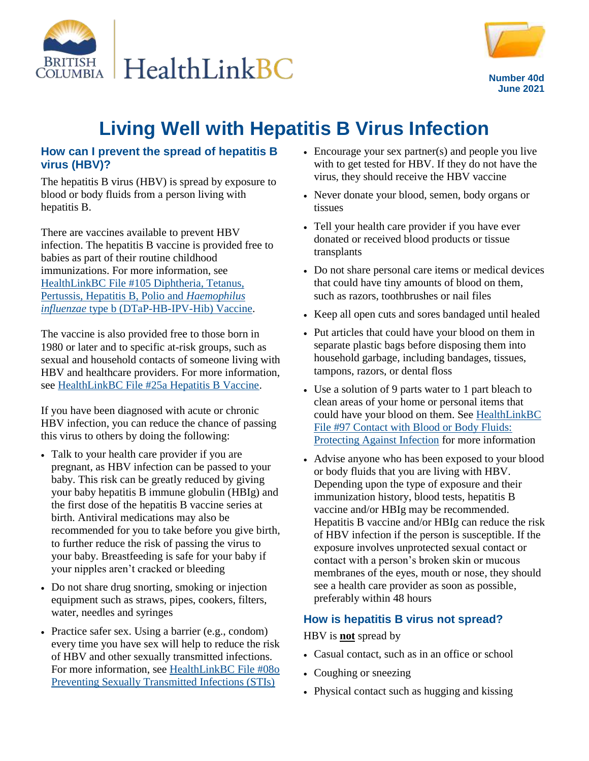Number 40d
June 2021

# Living Well with Hepatitis B Virus Infection

## How can I prevent the spread of hepatitis B virus (HBV)?

The hepatitis B virus (HBV) is spread by exposure to blood or body fluids from a person living with hepatitis B.

There are vaccines available to prevent HBV infection. The hepatitis B vaccine is provided free to babies as part of their routine childhood immunizations. For more information, see HealthLinkBC File #105 Diphtheria, Tetanus, Pertussis, Hepatitis B, Polio and *Haemophilus influenzae* type b (DTaP-HB-IPV-Hib) Vaccine.

The vaccine is also provided free to those born in 1980 or later and to specific at-risk groups, such as sexual and household contacts of someone living with HBV and healthcare providers. For more information, see HealthLinkBC File #25a Hepatitis B Vaccine.

If you have been diagnosed with acute or chronic HBV infection, you can reduce the chance of passing this virus to others by doing the following:

- Talk to your health care provider if you are pregnant, as HBV infection can be passed to your baby. This risk can be greatly reduced by giving your baby hepatitis B immune globulin (HBIg) and the first dose of the hepatitis B vaccine series at birth. Antiviral medications may also be recommended for you to take before you give birth, to further reduce the risk of passing the virus to your baby. Breastfeeding is safe for your baby if your nipples aren't cracked or bleeding
- Do not share drug snorting, smoking or injection equipment such as straws, pipes, cookers, filters, water, needles and syringes
- Practice safer sex. Using a barrier (e.g., condom) every time you have sex will help to reduce the risk of HBV and other sexually transmitted infections. For more information, see HealthLinkBC File #08o Preventing Sexually Transmitted Infections (STIs)
- Encourage your sex partner(s) and people you live with to get tested for HBV. If they do not have the virus, they should receive the HBV vaccine
- Never donate your blood, semen, body organs or tissues
- Tell your health care provider if you have ever donated or received blood products or tissue transplants
- Do not share personal care items or medical devices that could have tiny amounts of blood on them, such as razors, toothbrushes or nail files
- Keep all open cuts and sores bandaged until healed
- Put articles that could have your blood on them in separate plastic bags before disposing them into household garbage, including bandages, tissues, tampons, razors, or dental floss
- Use a solution of 9 parts water to 1 part bleach to clean areas of your home or personal items that could have your blood on them. See HealthLinkBC File #97 Contact with Blood or Body Fluids: Protecting Against Infection for more information
- Advise anyone who has been exposed to your blood or body fluids that you are living with HBV. Depending upon the type of exposure and their immunization history, blood tests, hepatitis B vaccine and/or HBIg may be recommended. Hepatitis B vaccine and/or HBIg can reduce the risk of HBV infection if the person is susceptible. If the exposure involves unprotected sexual contact or contact with a person's broken skin or mucous membranes of the eyes, mouth or nose, they should see a health care provider as soon as possible, preferably within 48 hours

## How is hepatitis B virus not spread?

HBV is **not** spread by

- Casual contact, such as in an office or school
- Coughing or sneezing
- Physical contact such as hugging and kissing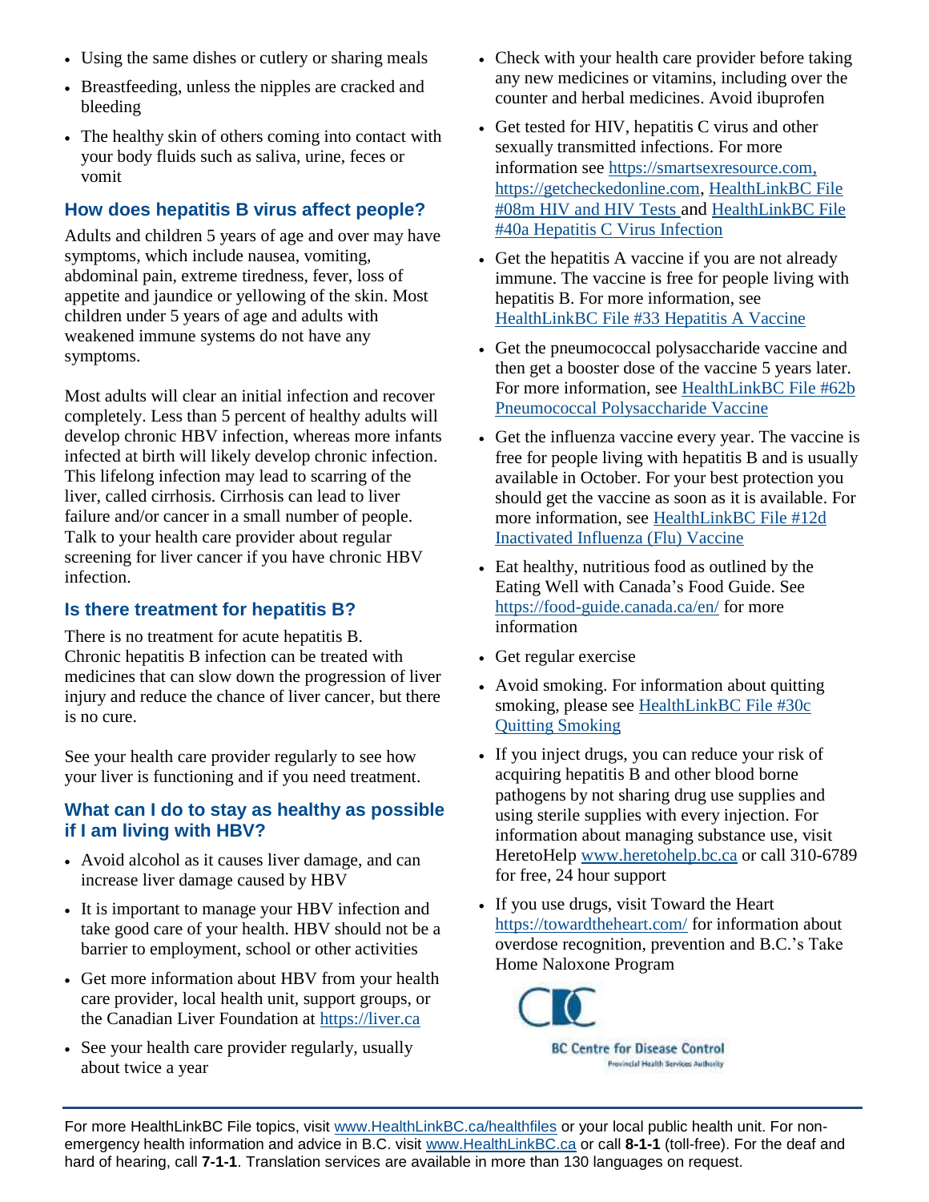- Using the same dishes or cutlery or sharing meals
- Breastfeeding, unless the nipples are cracked and bleeding
- The healthy skin of others coming into contact with your body fluids such as saliva, urine, feces or vomit

### How does hepatitis B virus affect people?

Adults and children 5 years of age and over may have symptoms, which include nausea, vomiting, abdominal pain, extreme tiredness, fever, loss of appetite and jaundice or yellowing of the skin. Most children under 5 years of age and adults with weakened immune systems do not have any symptoms.

Most adults will clear an initial infection and recover completely. Less than 5 percent of healthy adults will develop chronic HBV infection, whereas more infants infected at birth will likely develop chronic infection. This lifelong infection may lead to scarring of the liver, called cirrhosis. Cirrhosis can lead to liver failure and/or cancer in a small number of people. Talk to your health care provider about regular screening for liver cancer if you have chronic HBV infection.

### Is there treatment for hepatitis B?

There is no treatment for acute hepatitis B. Chronic hepatitis B infection can be treated with medicines that can slow down the progression of liver injury and reduce the chance of liver cancer, but there is no cure.

See your health care provider regularly to see how your liver is functioning and if you need treatment.

### What can I do to stay as healthy as possible if I am living with HBV?

- Avoid alcohol as it causes liver damage, and can increase liver damage caused by HBV
- It is important to manage your HBV infection and take good care of your health. HBV should not be a barrier to employment, school or other activities
- Get more information about HBV from your health care provider, local health unit, support groups, or the Canadian Liver Foundation at https://liver.ca
- See your health care provider regularly, usually about twice a year
- Check with your health care provider before taking any new medicines or vitamins, including over the counter and herbal medicines. Avoid ibuprofen
- Get tested for HIV, hepatitis C virus and other sexually transmitted infections. For more information see https://smartsexresource.com, https://getcheckedonline.com, HealthLinkBC File #08m HIV and HIV Tests and HealthLinkBC File #40a Hepatitis C Virus Infection
- Get the hepatitis A vaccine if you are not already immune. The vaccine is free for people living with hepatitis B. For more information, see HealthLinkBC File #33 Hepatitis A Vaccine
- Get the pneumococcal polysaccharide vaccine and then get a booster dose of the vaccine 5 years later. For more information, see HealthLinkBC File #62b Pneumococcal Polysaccharide Vaccine
- Get the influenza vaccine every year. The vaccine is free for people living with hepatitis B and is usually available in October. For your best protection you should get the vaccine as soon as it is available. For more information, see HealthLinkBC File #12d Inactivated Influenza (Flu) Vaccine
- Eat healthy, nutritious food as outlined by the Eating Well with Canada's Food Guide. See https://food-guide.canada.ca/en/ for more information
- Get regular exercise
- Avoid smoking. For information about quitting smoking, please see HealthLinkBC File #30c Quitting Smoking
- If you inject drugs, you can reduce your risk of acquiring hepatitis B and other blood borne pathogens by not sharing drug use supplies and using sterile supplies with every injection. For information about managing substance use, visit HeretoHelp www.heretohelp.bc.ca or call 310-6789 for free, 24 hour support
- If you use drugs, visit Toward the Heart https://towardtheheart.com/ for information about overdose recognition, prevention and B.C.'s Take Home Naloxone Program

BC Centre for Disease Control
Provincial Health Services Authority

For more HealthLinkBC File topics, visit www.HealthLinkBC.ca/healthfiles or your local public health unit. For non-emergency health information and advice in B.C. visit www.HealthLinkBC.ca or call **8-1-1** (toll-free). For the deaf and hard of hearing, call **7-1-1**. Translation services are available in more than 130 languages on request.